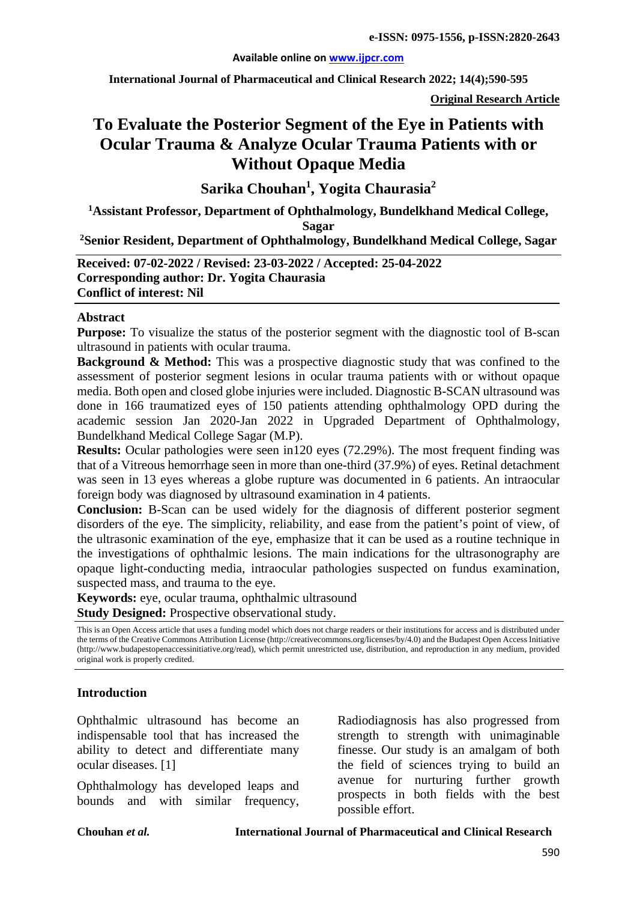**Original Research Article**

# To Evaluate the Posterior Segment of the Eye in Patients with Ocular Trauma & Analyze Ocular Trauma Patients with or Without Opaque Media

**Sarika Chouhan[1], Yogita Chaurasia[2]**

**[1]Assistant Professor, Department of Ophthalmology, Bundelkhand Medical College, Sagar**

**[2]Senior Resident, Department of Ophthalmology, Bundelkhand Medical College, Sagar**

**Received: 07-02-2022 / Revised: 23-03-2022 / Accepted: 25-04-2022**
**Corresponding author: Dr. Yogita Chaurasia**
**Conflict of interest: Nil**

## Abstract

**Purpose:** To visualize the status of the posterior segment with the diagnostic tool of B-scan ultrasound in patients with ocular trauma.

**Background & Method:** This was a prospective diagnostic study that was confined to the assessment of posterior segment lesions in ocular trauma patients with or without opaque media. Both open and closed globe injuries were included. Diagnostic B-SCAN ultrasound was done in 166 traumatized eyes of 150 patients attending ophthalmology OPD during the academic session Jan 2020-Jan 2022 in Upgraded Department of Ophthalmology, Bundelkhand Medical College Sagar (M.P).

**Results:** Ocular pathologies were seen in120 eyes (72.29%). The most frequent finding was that of a Vitreous hemorrhage seen in more than one-third (37.9%) of eyes. Retinal detachment was seen in 13 eyes whereas a globe rupture was documented in 6 patients. An intraocular foreign body was diagnosed by ultrasound examination in 4 patients.

**Conclusion:** B-Scan can be used widely for the diagnosis of different posterior segment disorders of the eye. The simplicity, reliability, and ease from the patient's point of view, of the ultrasonic examination of the eye, emphasize that it can be used as a routine technique in the investigations of ophthalmic lesions. The main indications for the ultrasonography are opaque light-conducting media, intraocular pathologies suspected on fundus examination, suspected mass, and trauma to the eye.

**Keywords:** eye, ocular trauma, ophthalmic ultrasound

**Study Designed:** Prospective observational study.

This is an Open Access article that uses a funding model which does not charge readers or their institutions for access and is distributed under the terms of the Creative Commons Attribution License (http://creativecommons.org/licenses/by/4.0) and the Budapest Open Access Initiative (http://www.budapestopenaccessinitiative.org/read), which permit unrestricted use, distribution, and reproduction in any medium, provided original work is properly credited.

## Introduction

Ophthalmic ultrasound has become an indispensable tool that has increased the ability to detect and differentiate many ocular diseases. [1]

Ophthalmology has developed leaps and bounds and with similar frequency, Radiodiagnosis has also progressed from strength to strength with unimaginable finesse. Our study is an amalgam of both the field of sciences trying to build an avenue for nurturing further growth prospects in both fields with the best possible effort.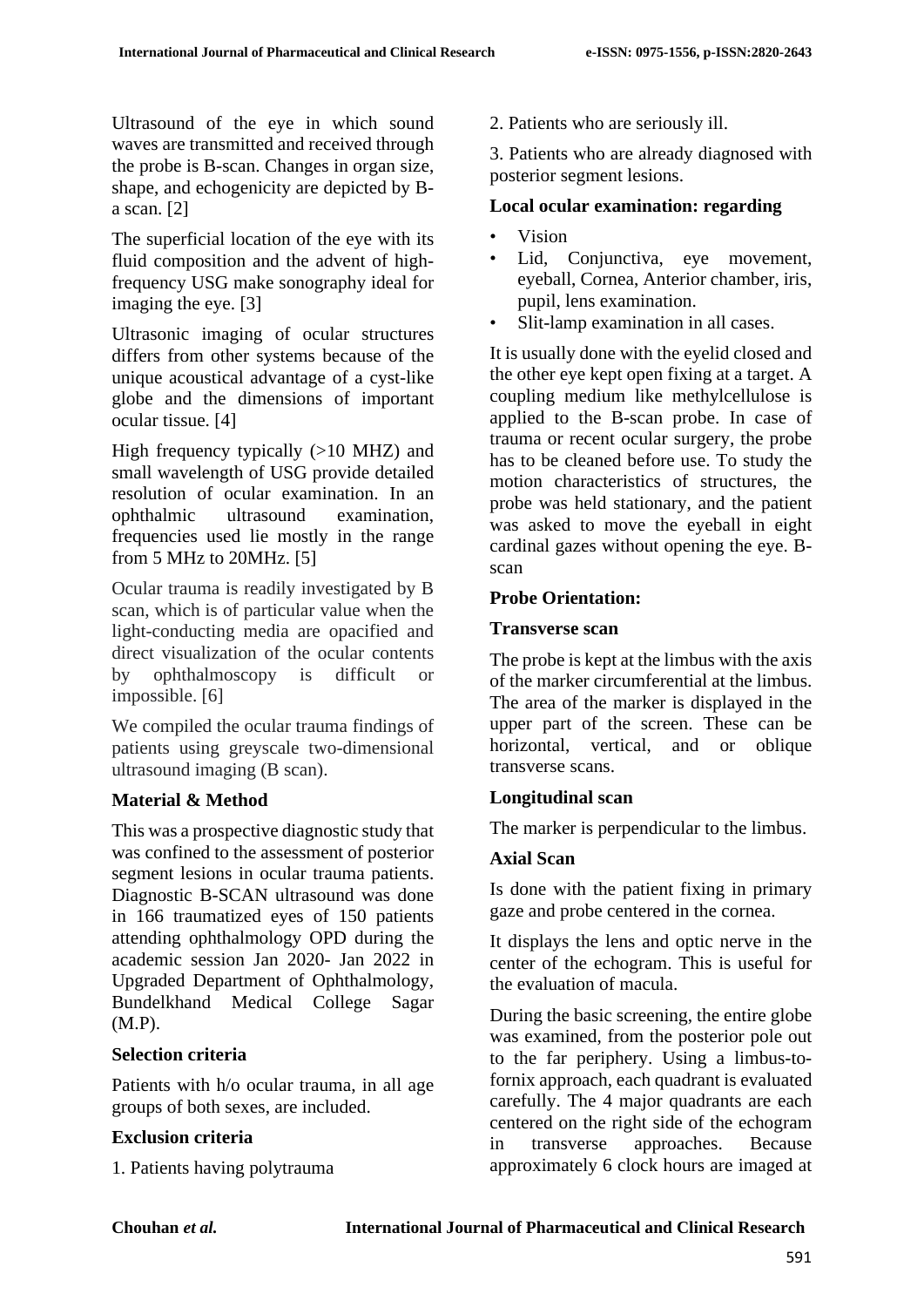Ultrasound of the eye in which sound waves are transmitted and received through the probe is B-scan. Changes in organ size, shape, and echogenicity are depicted by B-a scan. [2]

The superficial location of the eye with its fluid composition and the advent of high-frequency USG make sonography ideal for imaging the eye. [3]

Ultrasonic imaging of ocular structures differs from other systems because of the unique acoustical advantage of a cyst-like globe and the dimensions of important ocular tissue. [4]

High frequency typically (>10 MHZ) and small wavelength of USG provide detailed resolution of ocular examination. In an ophthalmic ultrasound examination, frequencies used lie mostly in the range from 5 MHz to 20MHz. [5]

Ocular trauma is readily investigated by B scan, which is of particular value when the light-conducting media are opacified and direct visualization of the ocular contents by ophthalmoscopy is difficult or impossible. [6]

We compiled the ocular trauma findings of patients using greyscale two-dimensional ultrasound imaging (B scan).

## Material & Method

This was a prospective diagnostic study that was confined to the assessment of posterior segment lesions in ocular trauma patients. Diagnostic B-SCAN ultrasound was done in 166 traumatized eyes of 150 patients attending ophthalmology OPD during the academic session Jan 2020- Jan 2022 in Upgraded Department of Ophthalmology, Bundelkhand Medical College Sagar (M.P).

### Selection criteria

Patients with h/o ocular trauma, in all age groups of both sexes, are included.

### Exclusion criteria

1. Patients having polytrauma
2. Patients who are seriously ill.
3. Patients who are already diagnosed with posterior segment lesions.

### Local ocular examination: regarding

- Vision
- Lid, Conjunctiva, eye movement, eyeball, Cornea, Anterior chamber, iris, pupil, lens examination.
- Slit-lamp examination in all cases.

It is usually done with the eyelid closed and the other eye kept open fixing at a target. A coupling medium like methylcellulose is applied to the B-scan probe. In case of trauma or recent ocular surgery, the probe has to be cleaned before use. To study the motion characteristics of structures, the probe was held stationary, and the patient was asked to move the eyeball in eight cardinal gazes without opening the eye. B-scan

### Probe Orientation:

### Transverse scan

The probe is kept at the limbus with the axis of the marker circumferential at the limbus. The area of the marker is displayed in the upper part of the screen. These can be horizontal, vertical, and or oblique transverse scans.

### Longitudinal scan

The marker is perpendicular to the limbus.

### Axial Scan

Is done with the patient fixing in primary gaze and probe centered in the cornea.

It displays the lens and optic nerve in the center of the echogram. This is useful for the evaluation of macula.

During the basic screening, the entire globe was examined, from the posterior pole out to the far periphery. Using a limbus-to-fornix approach, each quadrant is evaluated carefully. The 4 major quadrants are each centered on the right side of the echogram in transverse approaches. Because approximately 6 clock hours are imaged at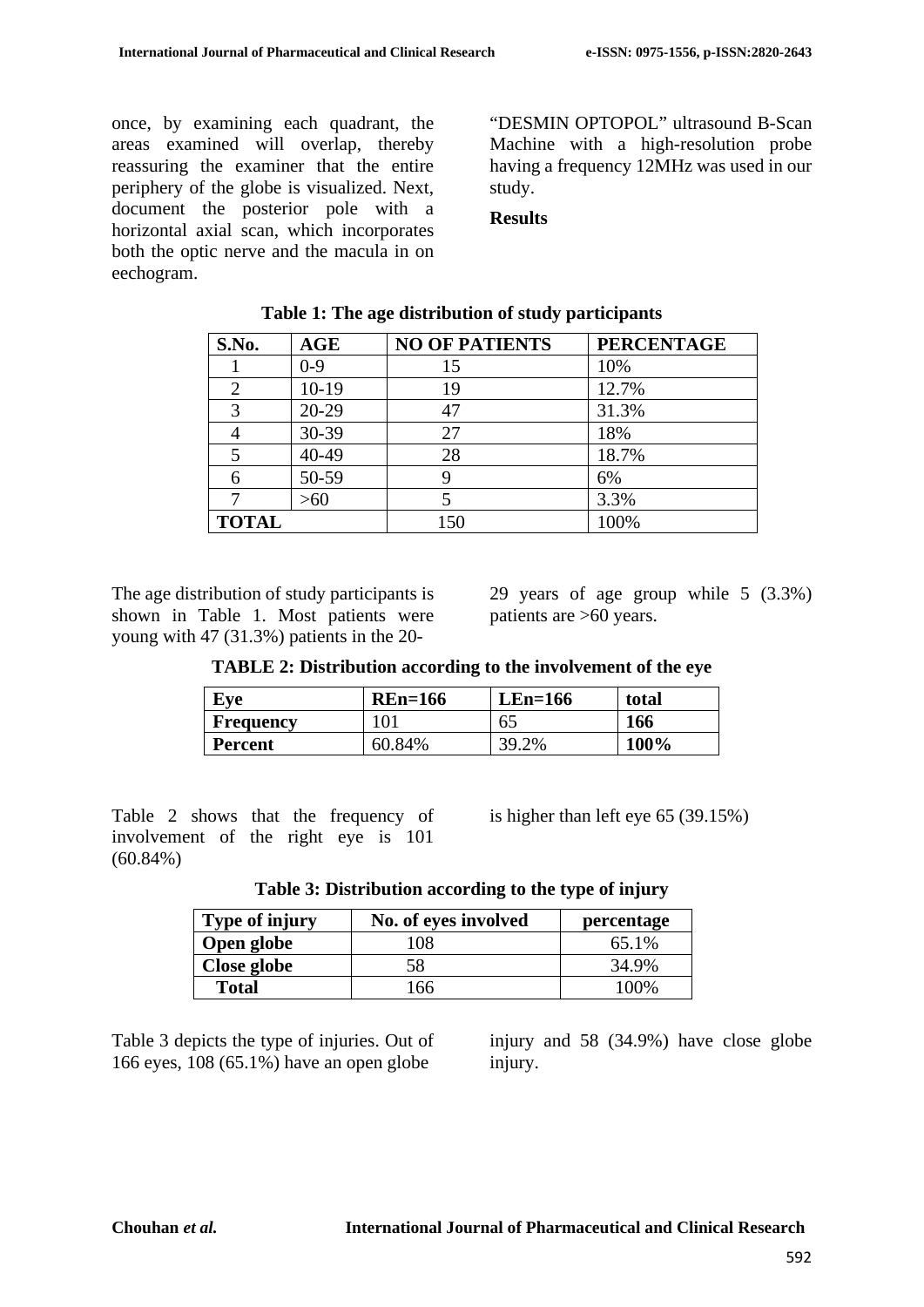once, by examining each quadrant, the areas examined will overlap, thereby reassuring the examiner that the entire periphery of the globe is visualized. Next, document the posterior pole with a horizontal axial scan, which incorporates both the optic nerve and the macula in on eechogram.

"DESMIN OPTOPOL" ultrasound B-Scan Machine with a high-resolution probe having a frequency 12MHz was used in our study.

## Results

**Table 1: The age distribution of study participants**

| S.No. | AGE | NO OF PATIENTS | PERCENTAGE |
|---|---|---|---|
| 1 | 0-9 | 15 | 10% |
| 2 | 10-19 | 19 | 12.7% |
| 3 | 20-29 | 47 | 31.3% |
| 4 | 30-39 | 27 | 18% |
| 5 | 40-49 | 28 | 18.7% |
| 6 | 50-59 | 9 | 6% |
| 7 | >60 | 5 | 3.3% |
| **TOTAL** | | 150 | 100% |

The age distribution of study participants is shown in Table 1. Most patients were young with 47 (31.3%) patients in the 20-29 years of age group while 5 (3.3%) patients are >60 years.

**TABLE 2: Distribution according to the involvement of the eye**

| Eye | REn=166 | LEn=166 | total |
|---|---|---|---|
| **Frequency** | 101 | 65 | **166** |
| **Percent** | 60.84% | 39.2% | **100%** |

Table 2 shows that the frequency of involvement of the right eye is 101 (60.84%) is higher than left eye 65 (39.15%)

**Table 3: Distribution according to the type of injury**

| Type of injury | No. of eyes involved | percentage |
|---|---|---|
| **Open globe** | 108 | 65.1% |
| **Close globe** | 58 | 34.9% |
| **Total** | 166 | 100% |

Table 3 depicts the type of injuries. Out of 166 eyes, 108 (65.1%) have an open globe injury and 58 (34.9%) have close globe injury.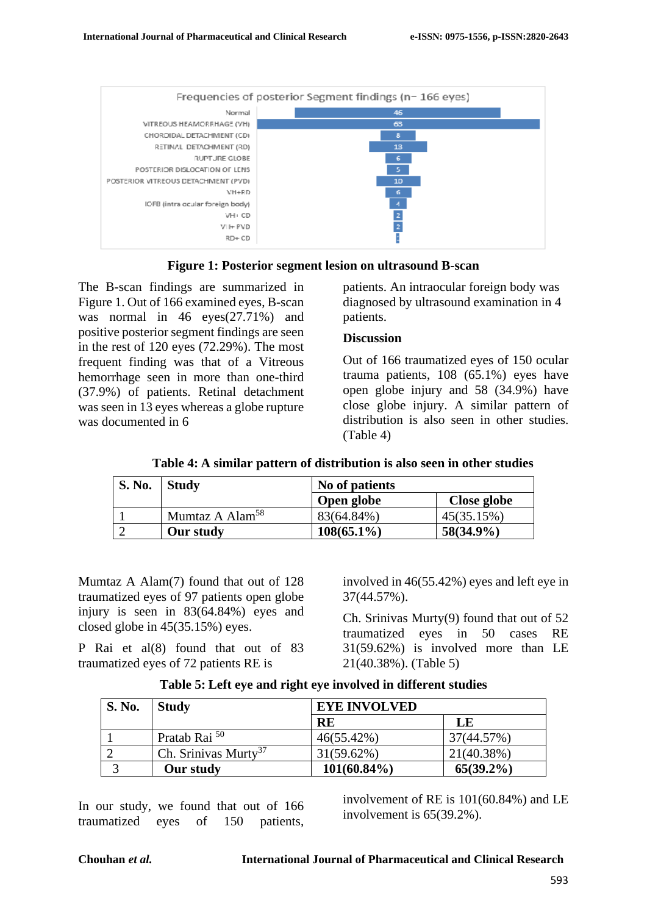Figure 1: Posterior segment lesion on ultrasound B-scan

The B-scan findings are summarized in Figure 1. Out of 166 examined eyes, B-scan was normal in 46 eyes(27.71%) and positive posterior segment findings are seen in the rest of 120 eyes (72.29%). The most frequent finding was that of a Vitreous hemorrhage seen in more than one-third (37.9%) of patients. Retinal detachment was seen in 13 eyes whereas a globe rupture was documented in 6 patients. An intraocular foreign body was diagnosed by ultrasound examination in 4 patients.

## Discussion

Out of 166 traumatized eyes of 150 ocular trauma patients, 108 (65.1%) eyes have open globe injury and 58 (34.9%) have close globe injury. A similar pattern of distribution is also seen in other studies. (Table 4)

**Table 4: A similar pattern of distribution is also seen in other studies**

| S. No. | Study | No of patients | |
|---|---|---|---|
| | | Open globe | Close globe |
| 1 | Mumtaz A Alam[58] | 83(64.84%) | 45(35.15%) |
| 2 | **Our study** | **108(65.1%)** | **58(34.9%)** |

Mumtaz A Alam(7) found that out of 128 traumatized eyes of 97 patients open globe injury is seen in 83(64.84%) eyes and closed globe in 45(35.15%) eyes.

P Rai et al(8) found that out of 83 traumatized eyes of 72 patients RE is involved in 46(55.42%) eyes and left eye in 37(44.57%).

Ch. Srinivas Murty(9) found that out of 52 traumatized eyes in 50 cases RE 31(59.62%) is involved more than LE 21(40.38%). (Table 5)

**Table 5: Left eye and right eye involved in different studies**

| S. No. | Study | EYE INVOLVED | |
|---|---|---|---|
| | | RE | LE |
| 1 | Pratab Rai [50] | 46(55.42%) | 37(44.57%) |
| 2 | Ch. Srinivas Murty[37] | 31(59.62%) | 21(40.38%) |
| 3 | **Our study** | **101(60.84%)** | **65(39.2%)** |

In our study, we found that out of 166 traumatized eyes of 150 patients, involvement of RE is 101(60.84%) and LE involvement is 65(39.2%).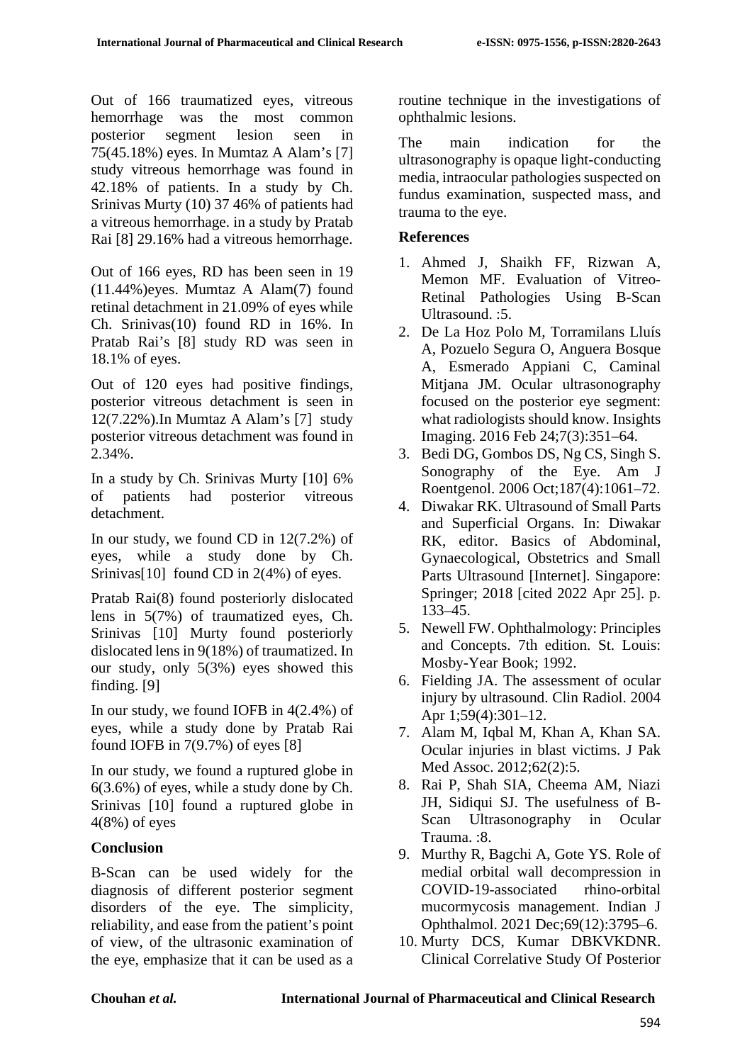Out of 166 traumatized eyes, vitreous hemorrhage was the most common posterior segment lesion seen in 75(45.18%) eyes. In Mumtaz A Alam's [7] study vitreous hemorrhage was found in 42.18% of patients. In a study by Ch. Srinivas Murty (10) 37 46% of patients had a vitreous hemorrhage. in a study by Pratab Rai [8] 29.16% had a vitreous hemorrhage.

Out of 166 eyes, RD has been seen in 19 (11.44%)eyes. Mumtaz A Alam(7) found retinal detachment in 21.09% of eyes while Ch. Srinivas(10) found RD in 16%. In Pratab Rai's [8] study RD was seen in 18.1% of eyes.

Out of 120 eyes had positive findings, posterior vitreous detachment is seen in 12(7.22%).In Mumtaz A Alam's [7] study posterior vitreous detachment was found in 2.34%.

In a study by Ch. Srinivas Murty [10] 6% of patients had posterior vitreous detachment.

In our study, we found CD in 12(7.2%) of eyes, while a study done by Ch. Srinivas[10] found CD in 2(4%) of eyes.

Pratab Rai(8) found posteriorly dislocated lens in 5(7%) of traumatized eyes, Ch. Srinivas [10] Murty found posteriorly dislocated lens in 9(18%) of traumatized. In our study, only 5(3%) eyes showed this finding. [9]

In our study, we found IOFB in 4(2.4%) of eyes, while a study done by Pratab Rai found IOFB in 7(9.7%) of eyes [8]

In our study, we found a ruptured globe in 6(3.6%) of eyes, while a study done by Ch. Srinivas [10] found a ruptured globe in 4(8%) of eyes

## Conclusion

B-Scan can be used widely for the diagnosis of different posterior segment disorders of the eye. The simplicity, reliability, and ease from the patient's point of view, of the ultrasonic examination of the eye, emphasize that it can be used as a routine technique in the investigations of ophthalmic lesions.

The main indication for the ultrasonography is opaque light-conducting media, intraocular pathologies suspected on fundus examination, suspected mass, and trauma to the eye.

## References

1. Ahmed J, Shaikh FF, Rizwan A, Memon MF. Evaluation of Vitreo-Retinal Pathologies Using B-Scan Ultrasound. :5.
2. De La Hoz Polo M, Torramilans Lluís A, Pozuelo Segura O, Anguera Bosque A, Esmerado Appiani C, Caminal Mitjana JM. Ocular ultrasonography focused on the posterior eye segment: what radiologists should know. Insights Imaging. 2016 Feb 24;7(3):351–64.
3. Bedi DG, Gombos DS, Ng CS, Singh S. Sonography of the Eye. Am J Roentgenol. 2006 Oct;187(4):1061–72.
4. Diwakar RK. Ultrasound of Small Parts and Superficial Organs. In: Diwakar RK, editor. Basics of Abdominal, Gynaecological, Obstetrics and Small Parts Ultrasound [Internet]. Singapore: Springer; 2018 [cited 2022 Apr 25]. p. 133–45.
5. Newell FW. Ophthalmology: Principles and Concepts. 7th edition. St. Louis: Mosby-Year Book; 1992.
6. Fielding JA. The assessment of ocular injury by ultrasound. Clin Radiol. 2004 Apr 1;59(4):301–12.
7. Alam M, Iqbal M, Khan A, Khan SA. Ocular injuries in blast victims. J Pak Med Assoc. 2012;62(2):5.
8. Rai P, Shah SIA, Cheema AM, Niazi JH, Sidiqui SJ. The usefulness of B-Scan Ultrasonography in Ocular Trauma. :8.
9. Murthy R, Bagchi A, Gote YS. Role of medial orbital wall decompression in COVID-19-associated rhino-orbital mucormycosis management. Indian J Ophthalmol. 2021 Dec;69(12):3795–6.
10. Murty DCS, Kumar DBKVKDNR. Clinical Correlative Study Of Posterior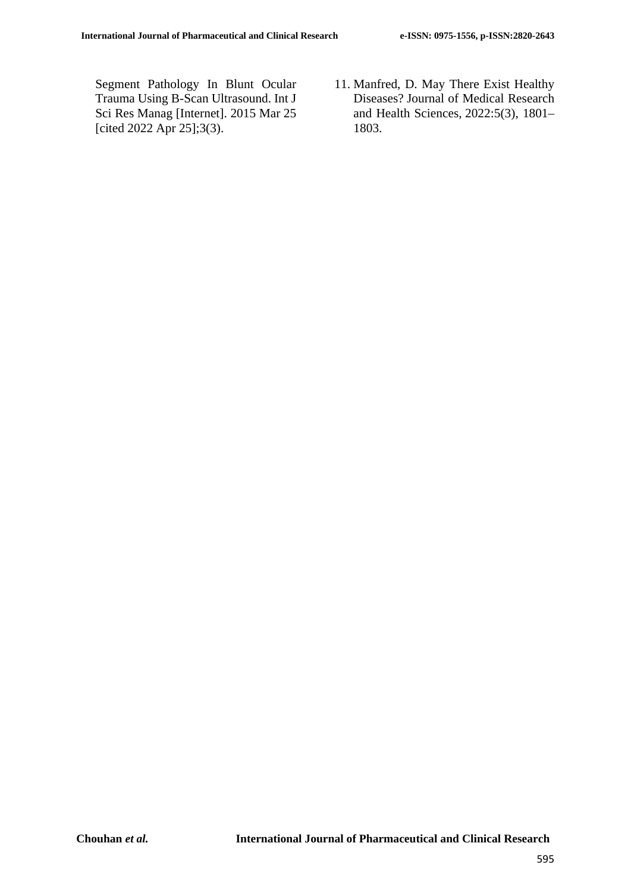Segment Pathology In Blunt Ocular Trauma Using B-Scan Ultrasound. Int J Sci Res Manag [Internet]. 2015 Mar 25 [cited 2022 Apr 25];3(3).

11. Manfred, D. May There Exist Healthy Diseases? Journal of Medical Research and Health Sciences, 2022:5(3), 1801–1803.